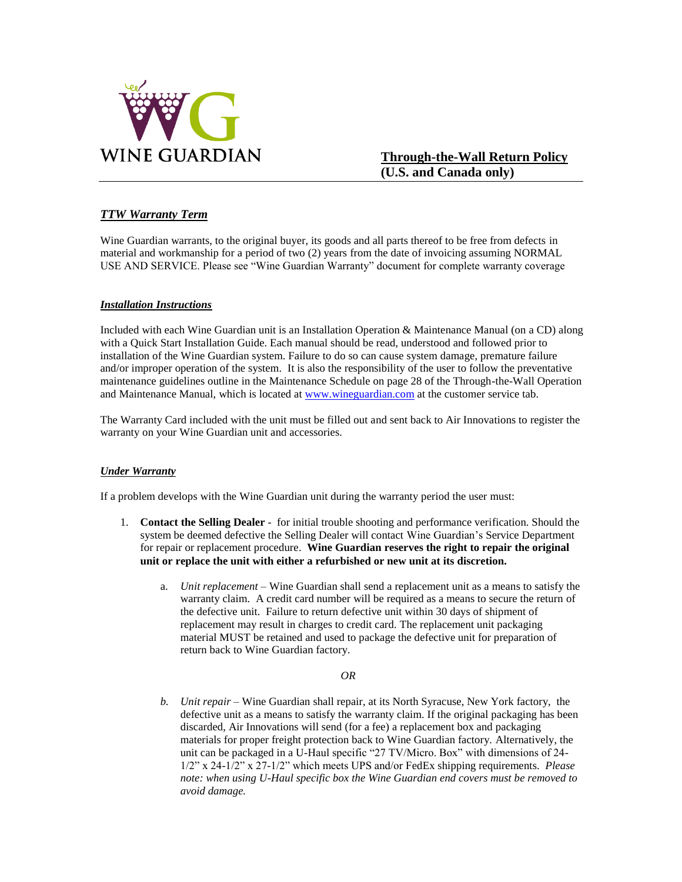WINE GUARDIAN

# Through-the-Wall Return Policy (U.S. and Canada only)

## *TTW Warranty Term*

Wine Guardian warrants, to the original buyer, its goods and all parts thereof to be free from defects in material and workmanship for a period of two (2) years from the date of invoicing assuming NORMAL USE AND SERVICE. Please see "Wine Guardian Warranty" document for complete warranty coverage

## *Installation Instructions*

Included with each Wine Guardian unit is an Installation Operation & Maintenance Manual (on a CD) along with a Quick Start Installation Guide. Each manual should be read, understood and followed prior to installation of the Wine Guardian system. Failure to do so can cause system damage, premature failure and/or improper operation of the system. It is also the responsibility of the user to follow the preventative maintenance guidelines outline in the Maintenance Schedule on page 28 of the Through-the-Wall Operation and Maintenance Manual, which is located at [www.wineguardian.com](http://www.wineguardian.com) at the customer service tab.

The Warranty Card included with the unit must be filled out and sent back to Air Innovations to register the warranty on your Wine Guardian unit and accessories.

## *Under Warranty*

If a problem develops with the Wine Guardian unit during the warranty period the user must:

1. **Contact the Selling Dealer** - for initial trouble shooting and performance verification. Should the system be deemed defective the Selling Dealer will contact Wine Guardian's Service Department for repair or replacement procedure. **Wine Guardian reserves the right to repair the original unit or replace the unit with either a refurbished or new unit at its discretion.**

   a. *Unit replacement* – Wine Guardian shall send a replacement unit as a means to satisfy the warranty claim. A credit card number will be required as a means to secure the return of the defective unit. Failure to return defective unit within 30 days of shipment of replacement may result in charges to credit card. The replacement unit packaging material MUST be retained and used to package the defective unit for preparation of return back to Wine Guardian factory.

   *OR*

   b. *Unit repair* – Wine Guardian shall repair, at its North Syracuse, New York factory, the defective unit as a means to satisfy the warranty claim. If the original packaging has been discarded, Air Innovations will send (for a fee) a replacement box and packaging materials for proper freight protection back to Wine Guardian factory. Alternatively, the unit can be packaged in a U-Haul specific "27 TV/Micro. Box" with dimensions of 24-1/2" x 24-1/2" x 27-1/2" which meets UPS and/or FedEx shipping requirements. *Please note: when using U-Haul specific box the Wine Guardian end covers must be removed to avoid damage.*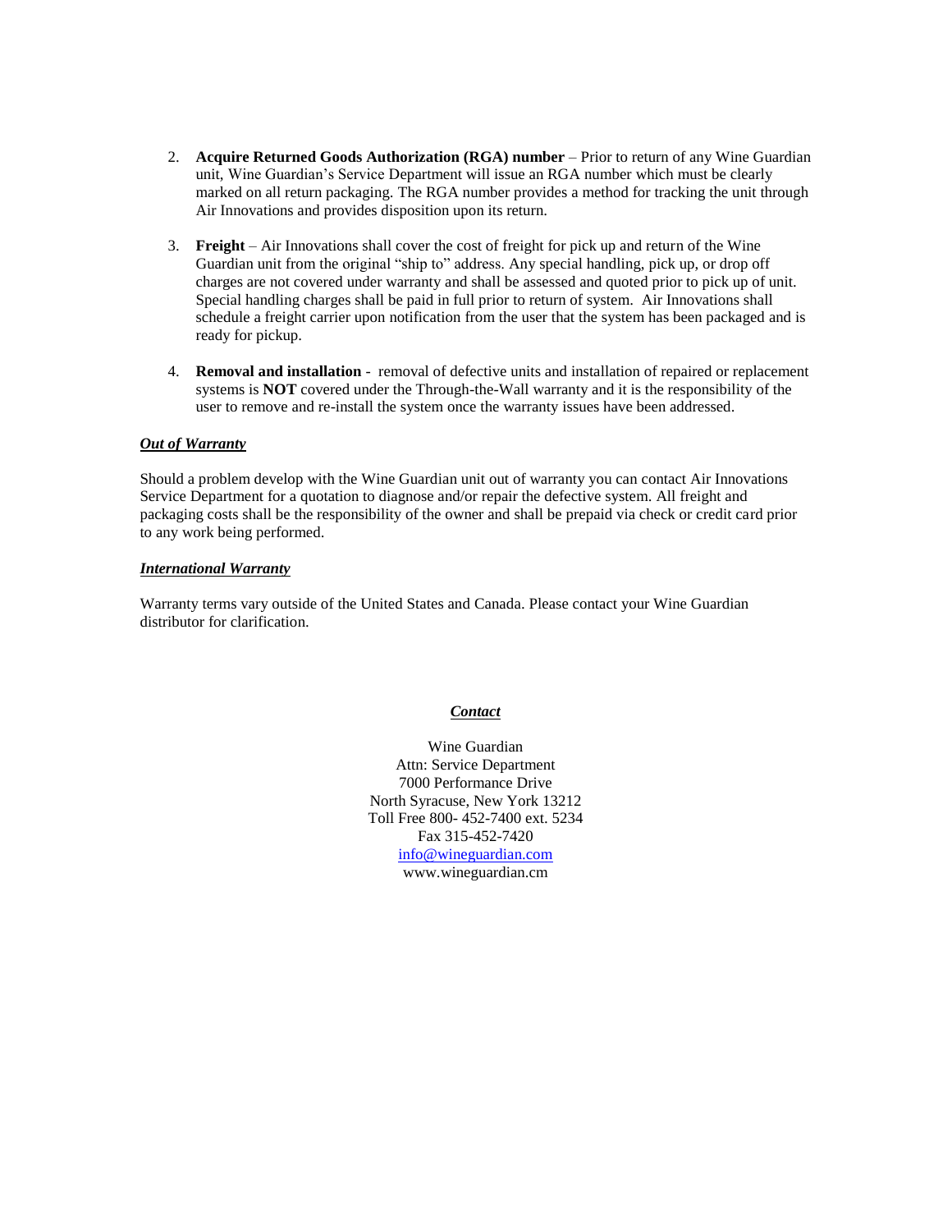2. **Acquire Returned Goods Authorization (RGA) number** – Prior to return of any Wine Guardian unit, Wine Guardian's Service Department will issue an RGA number which must be clearly marked on all return packaging. The RGA number provides a method for tracking the unit through Air Innovations and provides disposition upon its return.

3. **Freight** – Air Innovations shall cover the cost of freight for pick up and return of the Wine Guardian unit from the original "ship to" address. Any special handling, pick up, or drop off charges are not covered under warranty and shall be assessed and quoted prior to pick up of unit. Special handling charges shall be paid in full prior to return of system. Air Innovations shall schedule a freight carrier upon notification from the user that the system has been packaged and is ready for pickup.

4. **Removal and installation** - removal of defective units and installation of repaired or replacement systems is **NOT** covered under the Through-the-Wall warranty and it is the responsibility of the user to remove and re-install the system once the warranty issues have been addressed.

***Out of Warranty***

Should a problem develop with the Wine Guardian unit out of warranty you can contact Air Innovations Service Department for a quotation to diagnose and/or repair the defective system. All freight and packaging costs shall be the responsibility of the owner and shall be prepaid via check or credit card prior to any work being performed.

***International Warranty***

Warranty terms vary outside of the United States and Canada. Please contact your Wine Guardian distributor for clarification.

***Contact***

Wine Guardian
Attn: Service Department
7000 Performance Drive
North Syracuse, New York 13212
Toll Free 800- 452-7400 ext. 5234
Fax 315-452-7420
info@wineguardian.com
www.wineguardian.cm